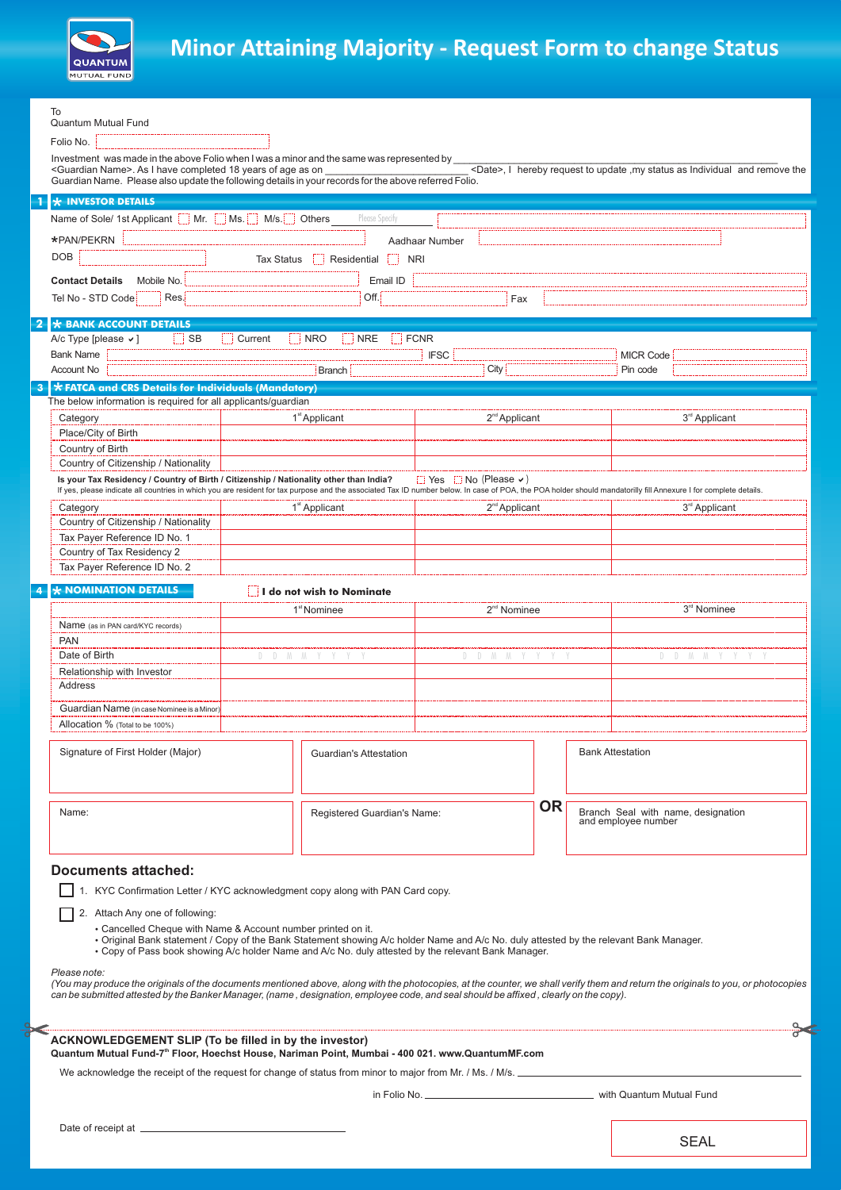# Minor Attaining Majority - Request Form to change Status

QUANTUM MUTUAL FUND

To
Quantum Mutual Fund

Folio No. ____________________

Investment was made in the above Folio when I was a minor and the same was represented by ____________________ <Guardian Name>. As I have completed 18 years of age as on ____________________ <Date>, I hereby request to update ,my status as Individual and remove the Guardian Name. Please also update the following details in your records for the above referred Folio.

## 1 * INVESTOR DETAILS

Name of Sole/ 1st Applicant ☐ Mr. ☐ Ms. ☐ M/s. ☐ Others ____ Please Specify ____________________

*PAN/PEKRN ____________________ Aadhaar Number ____________________

DOB ____________________ Tax Status ☐ Residential ☐ NRI

**Contact Details** Mobile No. ____________________ Email ID ____________________

Tel No - STD Code ____ Res. ____________________ Off. ____________________ Fax ____________________

## 2 * BANK ACCOUNT DETAILS

A/c Type [please ✓] ☐ SB ☐ Current ☐ NRO ☐ NRE ☐ FCNR

Bank Name ____________________ IFSC ____________________ MICR Code ____________________

Account No ____________________ Branch ____________________ City ____________________ Pin code ____________________

## 3 * FATCA and CRS Details for Individuals (Mandatory)

The below information is required for all applicants/guardian

| Category | 1st Applicant | 2nd Applicant | 3rd Applicant |
|---|---|---|---|
| Place/City of Birth | | | |
| Country of Birth | | | |
| Country of Citizenship / Nationality | | | |

**Is your Tax Residency / Country of Birth / Citizenship / Nationality other than India?** ☐ Yes ☐ No (Please ✓)

If yes, please indicate all countries in which you are resident for tax purpose and the associated Tax ID number below. In case of POA, the POA holder should mandatorily fill Annexure I for complete details.

| Category | 1st Applicant | 2nd Applicant | 3rd Applicant |
|---|---|---|---|
| Country of Citizenship / Nationality | | | |
| Tax Payer Reference ID No. 1 | | | |
| Country of Tax Residency 2 | | | |
| Tax Payer Reference ID No. 2 | | | |

## 4 * NOMINATION DETAILS

☐ **I do not wish to Nominate**

| | 1st Nominee | 2nd Nominee | 3rd Nominee |
|---|---|---|---|
| Name (as in PAN card/KYC records) | | | |
| PAN | | | |
| Date of Birth | D D M M Y Y Y Y | D D M M Y Y Y Y | D D M M Y Y Y Y |
| Relationship with Investor | | | |
| Address | | | |
| Guardian Name (in case Nominee is a Minor) | | | |
| Allocation % (Total to be 100%) | | | |

| Signature of First Holder (Major) | Guardian's Attestation | | Bank Attestation |
|---|---|---|---|
| Name: | Registered Guardian's Name: | OR | Branch Seal with name, designation and employee number |

## Documents attached:

☐ 1. KYC Confirmation Letter / KYC acknowledgment copy along with PAN Card copy.

☐ 2. Attach Any one of following:

- Cancelled Cheque with Name & Account number printed on it.
- Original Bank statement / Copy of the Bank Statement showing A/c holder Name and A/c No. duly attested by the relevant Bank Manager.
- Copy of Pass book showing A/c holder Name and A/c No. duly attested by the relevant Bank Manager.

*Please note:*
*(You may produce the originals of the documents mentioned above, along with the photocopies, at the counter, we shall verify them and return the originals to you, or photocopies can be submitted attested by the Banker Manager, (name , designation, employee code, and seal should be affixed , clearly on the copy).*

---

**ACKNOWLEDGEMENT SLIP (To be filled in by the investor)**

**Quantum Mutual Fund-7th Floor, Hoechst House, Nariman Point, Mumbai - 400 021. www.QuantumMF.com**

We acknowledge the receipt of the request for change of status from minor to major from Mr. / Ms. / M/s. ____________________

in Folio No. ____________________ with Quantum Mutual Fund

Date of receipt at ____________________

SEAL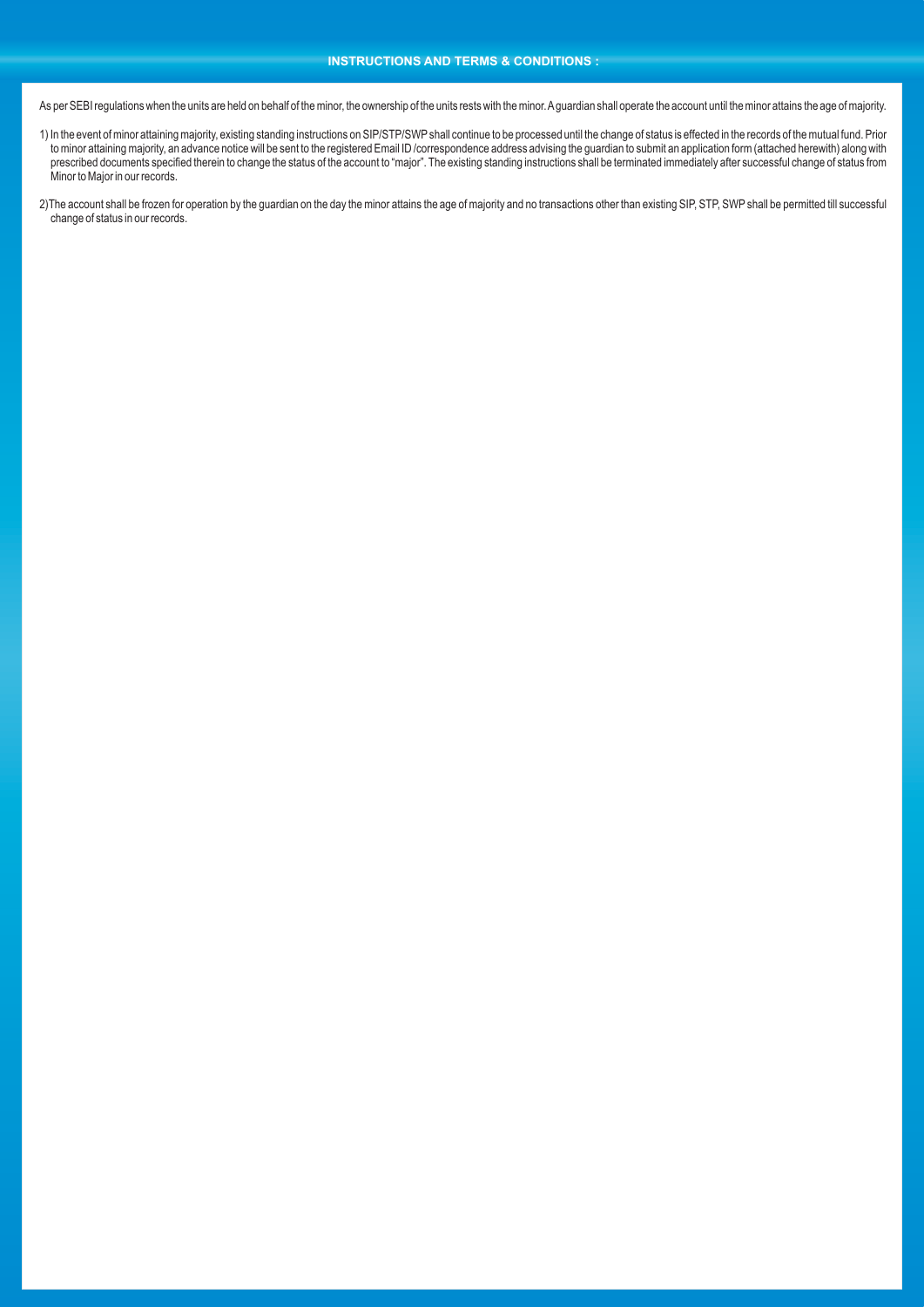## INSTRUCTIONS AND TERMS & CONDITIONS :

As per SEBI regulations when the units are held on behalf of the minor, the ownership of the units rests with the minor. A guardian shall operate the account until the minor attains the age of majority.

1) In the event of minor attaining majority, existing standing instructions on SIP/STP/SWP shall continue to be processed until the change of status is effected in the records of the mutual fund. Prior to minor attaining majority, an advance notice will be sent to the registered Email ID /correspondence address advising the guardian to submit an application form (attached herewith) along with prescribed documents specified therein to change the status of the account to "major". The existing standing instructions shall be terminated immediately after successful change of status from Minor to Major in our records.

2) The account shall be frozen for operation by the guardian on the day the minor attains the age of majority and no transactions other than existing SIP, STP, SWP shall be permitted till successful change of status in our records.